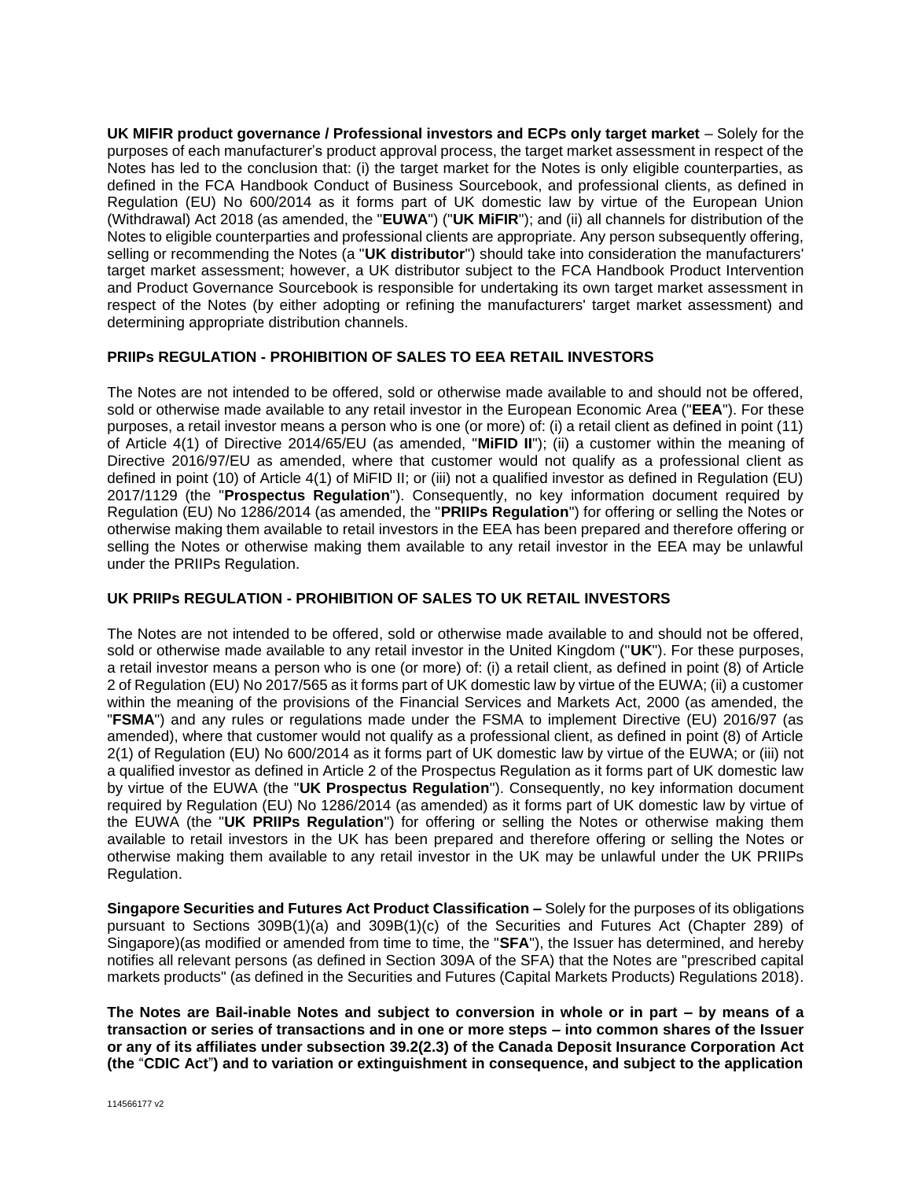**UK MIFIR product governance / Professional investors and ECPs only target market** – Solely for the purposes of each manufacturer's product approval process, the target market assessment in respect of the Notes has led to the conclusion that: (i) the target market for the Notes is only eligible counterparties, as defined in the FCA Handbook Conduct of Business Sourcebook, and professional clients, as defined in Regulation (EU) No 600/2014 as it forms part of UK domestic law by virtue of the European Union (Withdrawal) Act 2018 (as amended, the "**EUWA**") ("**UK MiFIR**"); and (ii) all channels for distribution of the Notes to eligible counterparties and professional clients are appropriate. Any person subsequently offering, selling or recommending the Notes (a "**UK distributor**") should take into consideration the manufacturers' target market assessment; however, a UK distributor subject to the FCA Handbook Product Intervention and Product Governance Sourcebook is responsible for undertaking its own target market assessment in respect of the Notes (by either adopting or refining the manufacturers' target market assessment) and determining appropriate distribution channels.

**PRIIPs REGULATION - PROHIBITION OF SALES TO EEA RETAIL INVESTORS**

The Notes are not intended to be offered, sold or otherwise made available to and should not be offered, sold or otherwise made available to any retail investor in the European Economic Area ("**EEA**"). For these purposes, a retail investor means a person who is one (or more) of: (i) a retail client as defined in point (11) of Article 4(1) of Directive 2014/65/EU (as amended, "**MiFID II**"); (ii) a customer within the meaning of Directive 2016/97/EU as amended, where that customer would not qualify as a professional client as defined in point (10) of Article 4(1) of MiFID II; or (iii) not a qualified investor as defined in Regulation (EU) 2017/1129 (the "**Prospectus Regulation**"). Consequently, no key information document required by Regulation (EU) No 1286/2014 (as amended, the "**PRIIPs Regulation**") for offering or selling the Notes or otherwise making them available to retail investors in the EEA has been prepared and therefore offering or selling the Notes or otherwise making them available to any retail investor in the EEA may be unlawful under the PRIIPs Regulation.

**UK PRIIPs REGULATION - PROHIBITION OF SALES TO UK RETAIL INVESTORS**

The Notes are not intended to be offered, sold or otherwise made available to and should not be offered, sold or otherwise made available to any retail investor in the United Kingdom ("**UK**"). For these purposes, a retail investor means a person who is one (or more) of: (i) a retail client, as defined in point (8) of Article 2 of Regulation (EU) No 2017/565 as it forms part of UK domestic law by virtue of the EUWA; (ii) a customer within the meaning of the provisions of the Financial Services and Markets Act, 2000 (as amended, the "**FSMA**") and any rules or regulations made under the FSMA to implement Directive (EU) 2016/97 (as amended), where that customer would not qualify as a professional client, as defined in point (8) of Article 2(1) of Regulation (EU) No 600/2014 as it forms part of UK domestic law by virtue of the EUWA; or (iii) not a qualified investor as defined in Article 2 of the Prospectus Regulation as it forms part of UK domestic law by virtue of the EUWA (the "**UK Prospectus Regulation**"). Consequently, no key information document required by Regulation (EU) No 1286/2014 (as amended) as it forms part of UK domestic law by virtue of the EUWA (the "**UK PRIIPs Regulation**") for offering or selling the Notes or otherwise making them available to retail investors in the UK has been prepared and therefore offering or selling the Notes or otherwise making them available to any retail investor in the UK may be unlawful under the UK PRIIPs Regulation.

**Singapore Securities and Futures Act Product Classification –** Solely for the purposes of its obligations pursuant to Sections 309B(1)(a) and 309B(1)(c) of the Securities and Futures Act (Chapter 289) of Singapore)(as modified or amended from time to time, the "**SFA**"), the Issuer has determined, and hereby notifies all relevant persons (as defined in Section 309A of the SFA) that the Notes are "prescribed capital markets products" (as defined in the Securities and Futures (Capital Markets Products) Regulations 2018).

**The Notes are Bail-inable Notes and subject to conversion in whole or in part – by means of a transaction or series of transactions and in one or more steps – into common shares of the Issuer or any of its affiliates under subsection 39.2(2.3) of the Canada Deposit Insurance Corporation Act (the "CDIC Act") and to variation or extinguishment in consequence, and subject to the application**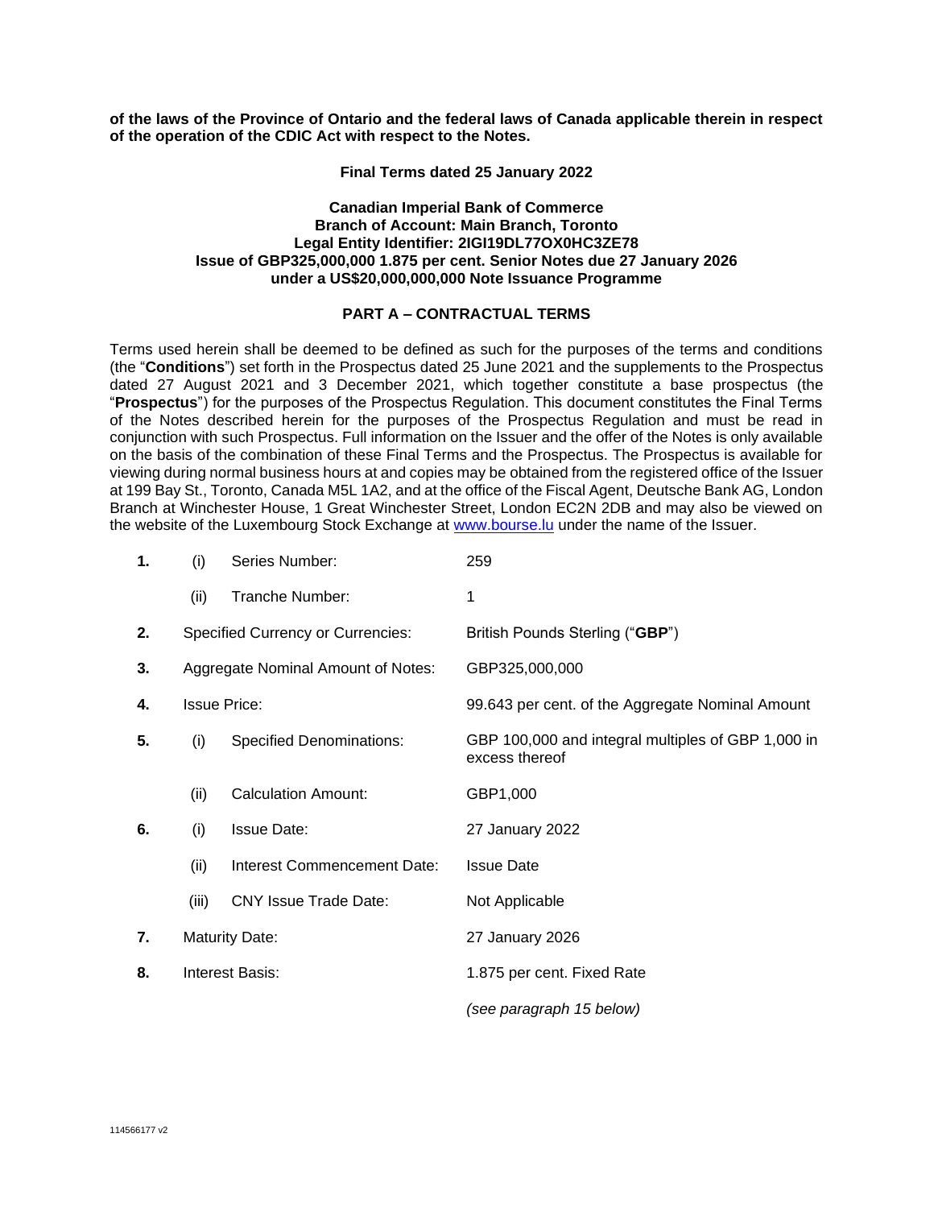**of the laws of the Province of Ontario and the federal laws of Canada applicable therein in respect of the operation of the CDIC Act with respect to the Notes.**

**Final Terms dated 25 January 2022**

**Canadian Imperial Bank of Commerce**
**Branch of Account: Main Branch, Toronto**
**Legal Entity Identifier: 2IGI19DL77OX0HC3ZE78**
**Issue of GBP325,000,000 1.875 per cent. Senior Notes due 27 January 2026**
**under a US$20,000,000,000 Note Issuance Programme**

**PART A – CONTRACTUAL TERMS**

Terms used herein shall be deemed to be defined as such for the purposes of the terms and conditions (the "**Conditions**") set forth in the Prospectus dated 25 June 2021 and the supplements to the Prospectus dated 27 August 2021 and 3 December 2021, which together constitute a base prospectus (the "**Prospectus**") for the purposes of the Prospectus Regulation. This document constitutes the Final Terms of the Notes described herein for the purposes of the Prospectus Regulation and must be read in conjunction with such Prospectus. Full information on the Issuer and the offer of the Notes is only available on the basis of the combination of these Final Terms and the Prospectus. The Prospectus is available for viewing during normal business hours at and copies may be obtained from the registered office of the Issuer at 199 Bay St., Toronto, Canada M5L 1A2, and at the office of the Fiscal Agent, Deutsche Bank AG, London Branch at Winchester House, 1 Great Winchester Street, London EC2N 2DB and may also be viewed on the website of the Luxembourg Stock Exchange at www.bourse.lu under the name of the Issuer.

| | | | |
|---|---|---|---|
| **1.** | (i) | Series Number: | 259 |
| | (ii) | Tranche Number: | 1 |
| **2.** | Specified Currency or Currencies: | | British Pounds Sterling ("**GBP**") |
| **3.** | Aggregate Nominal Amount of Notes: | | GBP325,000,000 |
| **4.** | Issue Price: | | 99.643 per cent. of the Aggregate Nominal Amount |
| **5.** | (i) | Specified Denominations: | GBP 100,000 and integral multiples of GBP 1,000 in excess thereof |
| | (ii) | Calculation Amount: | GBP1,000 |
| **6.** | (i) | Issue Date: | 27 January 2022 |
| | (ii) | Interest Commencement Date: | Issue Date |
| | (iii) | CNY Issue Trade Date: | Not Applicable |
| **7.** | Maturity Date: | | 27 January 2026 |
| **8.** | Interest Basis: | | 1.875 per cent. Fixed Rate<br>*(see paragraph 15 below)* |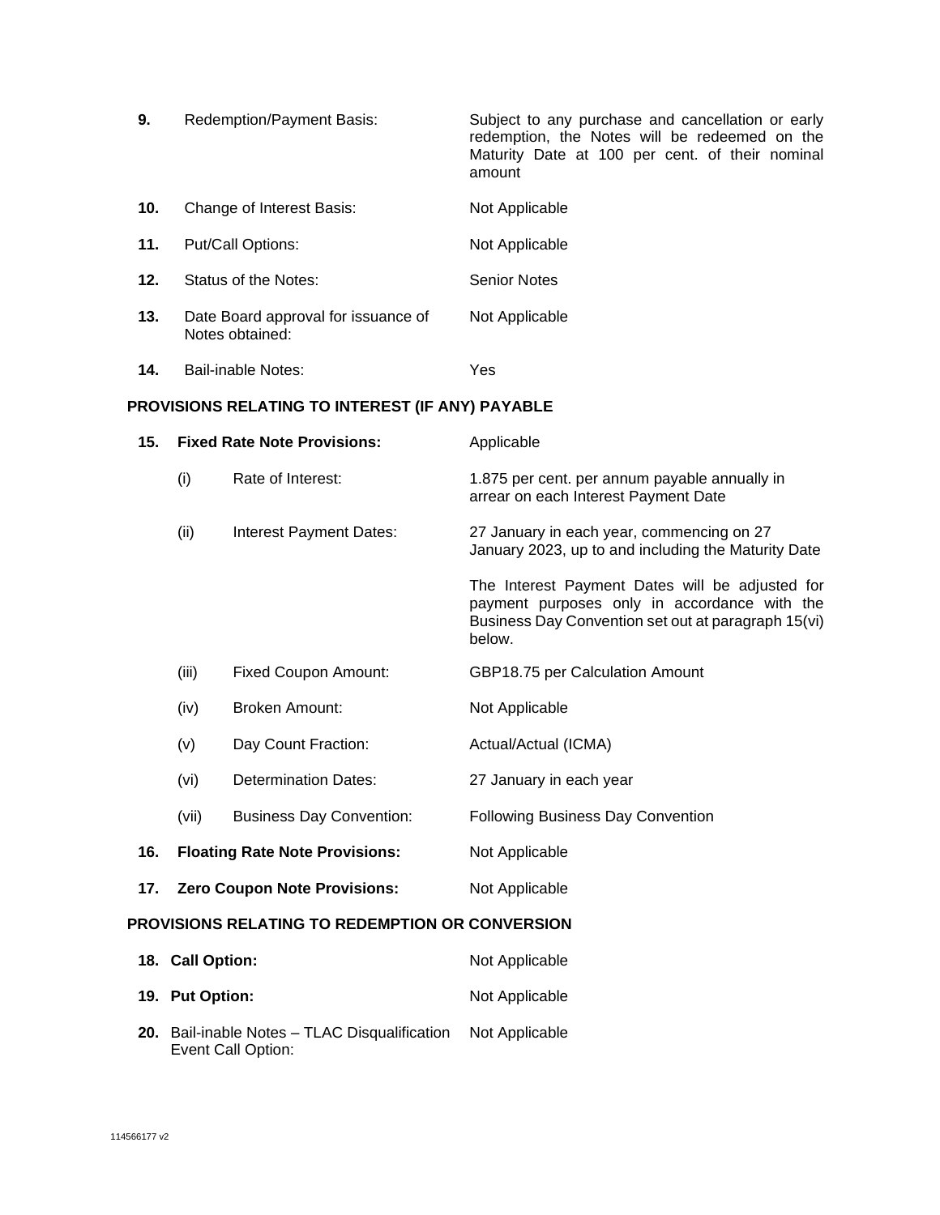| | | |
|---|---|---|
| **9.** | Redemption/Payment Basis: | Subject to any purchase and cancellation or early redemption, the Notes will be redeemed on the Maturity Date at 100 per cent. of their nominal amount |
| **10.** | Change of Interest Basis: | Not Applicable |
| **11.** | Put/Call Options: | Not Applicable |
| **12.** | Status of the Notes: | Senior Notes |
| **13.** | Date Board approval for issuance of Notes obtained: | Not Applicable |
| **14.** | Bail-inable Notes: | Yes |

**PROVISIONS RELATING TO INTEREST (IF ANY) PAYABLE**

| | | |
|---|---|---|
| **15.** | **Fixed Rate Note Provisions:** | Applicable |
| (i) | Rate of Interest: | 1.875 per cent. per annum payable annually in arrear on each Interest Payment Date |
| (ii) | Interest Payment Dates: | 27 January in each year, commencing on 27 January 2023, up to and including the Maturity Date<br><br>The Interest Payment Dates will be adjusted for payment purposes only in accordance with the Business Day Convention set out at paragraph 15(vi) below. |
| (iii) | Fixed Coupon Amount: | GBP18.75 per Calculation Amount |
| (iv) | Broken Amount: | Not Applicable |
| (v) | Day Count Fraction: | Actual/Actual (ICMA) |
| (vi) | Determination Dates: | 27 January in each year |
| (vii) | Business Day Convention: | Following Business Day Convention |
| **16.** | **Floating Rate Note Provisions:** | Not Applicable |
| **17.** | **Zero Coupon Note Provisions:** | Not Applicable |

**PROVISIONS RELATING TO REDEMPTION OR CONVERSION**

| | | |
|---|---|---|
| **18.** | **Call Option:** | Not Applicable |
| **19.** | **Put Option:** | Not Applicable |
| **20.** | Bail-inable Notes – TLAC Disqualification Event Call Option: | Not Applicable |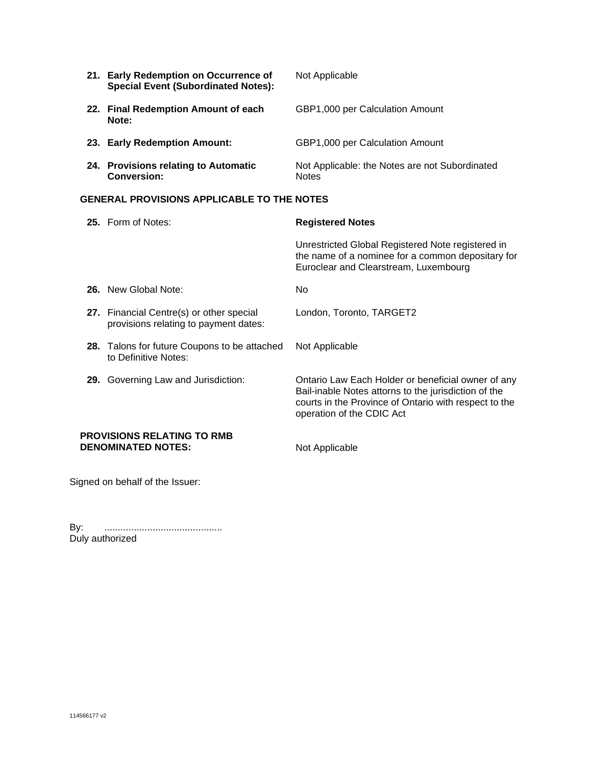| | |
|---|---|
| **21. Early Redemption on Occurrence of Special Event (Subordinated Notes):** | Not Applicable |
| **22. Final Redemption Amount of each Note:** | GBP1,000 per Calculation Amount |
| **23. Early Redemption Amount:** | GBP1,000 per Calculation Amount |
| **24. Provisions relating to Automatic Conversion:** | Not Applicable: the Notes are not Subordinated Notes |

**GENERAL PROVISIONS APPLICABLE TO THE NOTES**

| | |
|---|---|
| **25.** Form of Notes: | **Registered Notes**<br><br>Unrestricted Global Registered Note registered in the name of a nominee for a common depositary for Euroclear and Clearstream, Luxembourg |
| **26.** New Global Note: | No |
| **27.** Financial Centre(s) or other special provisions relating to payment dates: | London, Toronto, TARGET2 |
| **28.** Talons for future Coupons to be attached to Definitive Notes: | Not Applicable |
| **29.** Governing Law and Jurisdiction: | Ontario Law Each Holder or beneficial owner of any Bail-inable Notes attorns to the jurisdiction of the courts in the Province of Ontario with respect to the operation of the CDIC Act |

| | |
|---|---|
| **PROVISIONS RELATING TO RMB DENOMINATED NOTES:** | Not Applicable |

Signed on behalf of the Issuer:

By: ...........................................
Duly authorized

114566177 v2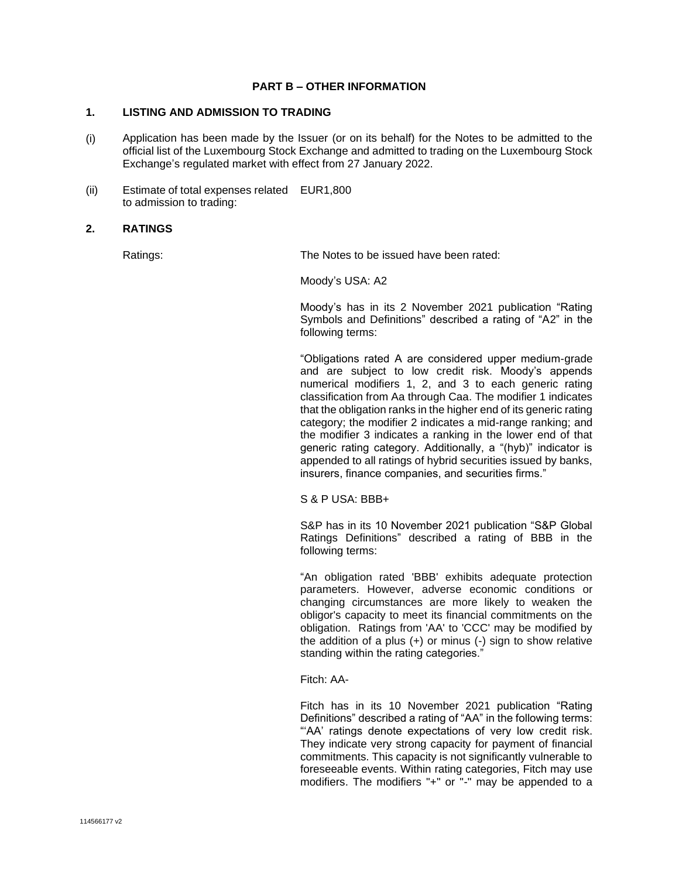## PART B – OTHER INFORMATION

### 1. LISTING AND ADMISSION TO TRADING

(i) Application has been made by the Issuer (or on its behalf) for the Notes to be admitted to the official list of the Luxembourg Stock Exchange and admitted to trading on the Luxembourg Stock Exchange's regulated market with effect from 27 January 2022.

(ii) Estimate of total expenses related to admission to trading: EUR1,800

### 2. RATINGS

Ratings: The Notes to be issued have been rated:

Moody's USA: A2

Moody's has in its 2 November 2021 publication "Rating Symbols and Definitions" described a rating of "A2" in the following terms:

"Obligations rated A are considered upper medium-grade and are subject to low credit risk. Moody's appends numerical modifiers 1, 2, and 3 to each generic rating classification from Aa through Caa. The modifier 1 indicates that the obligation ranks in the higher end of its generic rating category; the modifier 2 indicates a mid-range ranking; and the modifier 3 indicates a ranking in the lower end of that generic rating category. Additionally, a "(hyb)" indicator is appended to all ratings of hybrid securities issued by banks, insurers, finance companies, and securities firms."

S & P USA: BBB+

S&P has in its 10 November 2021 publication "S&P Global Ratings Definitions" described a rating of BBB in the following terms:

"An obligation rated 'BBB' exhibits adequate protection parameters. However, adverse economic conditions or changing circumstances are more likely to weaken the obligor's capacity to meet its financial commitments on the obligation. Ratings from 'AA' to 'CCC' may be modified by the addition of a plus (+) or minus (-) sign to show relative standing within the rating categories."

Fitch: AA-

Fitch has in its 10 November 2021 publication "Rating Definitions" described a rating of "AA" in the following terms: "'AA' ratings denote expectations of very low credit risk. They indicate very strong capacity for payment of financial commitments. This capacity is not significantly vulnerable to foreseeable events. Within rating categories, Fitch may use modifiers. The modifiers "+" or "-" may be appended to a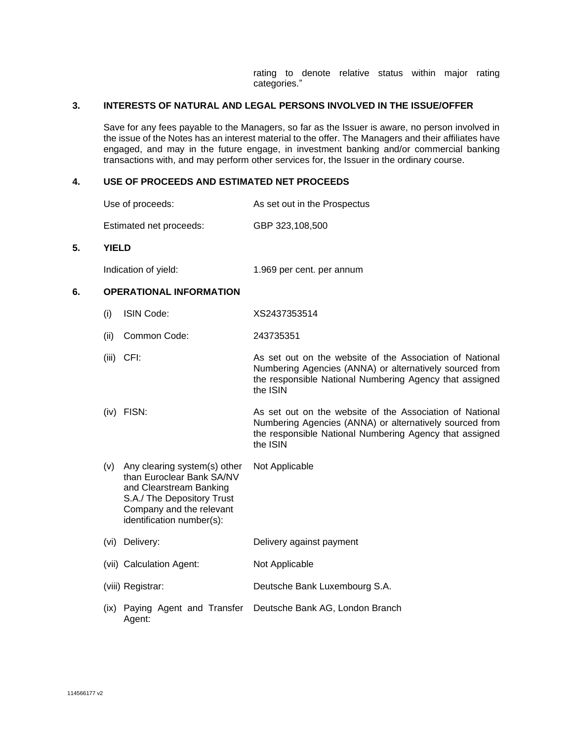rating to denote relative status within major rating categories."

## 3. INTERESTS OF NATURAL AND LEGAL PERSONS INVOLVED IN THE ISSUE/OFFER

Save for any fees payable to the Managers, so far as the Issuer is aware, no person involved in the issue of the Notes has an interest material to the offer. The Managers and their affiliates have engaged, and may in the future engage, in investment banking and/or commercial banking transactions with, and may perform other services for, the Issuer in the ordinary course.

## 4. USE OF PROCEEDS AND ESTIMATED NET PROCEEDS

| | |
|---|---|
| Use of proceeds: | As set out in the Prospectus |
| Estimated net proceeds: | GBP 323,108,500 |

## 5. YIELD

| | |
|---|---|
| Indication of yield: | 1.969 per cent. per annum |

## 6. OPERATIONAL INFORMATION

| | |
|---|---|
| (i) ISIN Code: | XS2437353514 |
| (ii) Common Code: | 243735351 |
| (iii) CFI: | As set out on the website of the Association of National Numbering Agencies (ANNA) or alternatively sourced from the responsible National Numbering Agency that assigned the ISIN |
| (iv) FISN: | As set out on the website of the Association of National Numbering Agencies (ANNA) or alternatively sourced from the responsible National Numbering Agency that assigned the ISIN |
| (v) Any clearing system(s) other than Euroclear Bank SA/NV and Clearstream Banking S.A./ The Depository Trust Company and the relevant identification number(s): | Not Applicable |
| (vi) Delivery: | Delivery against payment |
| (vii) Calculation Agent: | Not Applicable |
| (viii) Registrar: | Deutsche Bank Luxembourg S.A. |
| (ix) Paying Agent and Transfer Agent: | Deutsche Bank AG, London Branch |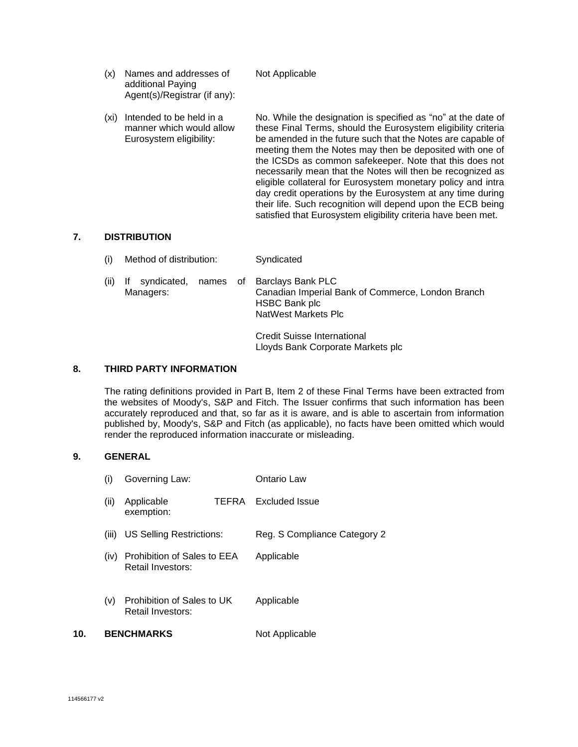| | | |
|---|---|---|
| (x) | Names and addresses of additional Paying Agent(s)/Registrar (if any): | Not Applicable |
| (xi) | Intended to be held in a manner which would allow Eurosystem eligibility: | No. While the designation is specified as "no" at the date of these Final Terms, should the Eurosystem eligibility criteria be amended in the future such that the Notes are capable of meeting them the Notes may then be deposited with one of the ICSDs as common safekeeper. Note that this does not necessarily mean that the Notes will then be recognized as eligible collateral for Eurosystem monetary policy and intra day credit operations by the Eurosystem at any time during their life. Such recognition will depend upon the ECB being satisfied that Eurosystem eligibility criteria have been met. |

## 7. DISTRIBUTION

| | | |
|---|---|---|
| (i) | Method of distribution: | Syndicated |
| (ii) | If syndicated, names of Managers: | Barclays Bank PLC<br>Canadian Imperial Bank of Commerce, London Branch<br>HSBC Bank plc<br>NatWest Markets Plc<br><br>Credit Suisse International<br>Lloyds Bank Corporate Markets plc |

## 8. THIRD PARTY INFORMATION

The rating definitions provided in Part B, Item 2 of these Final Terms have been extracted from the websites of Moody's, S&P and Fitch. The Issuer confirms that such information has been accurately reproduced and that, so far as it is aware, and is able to ascertain from information published by, Moody's, S&P and Fitch (as applicable), no facts have been omitted which would render the reproduced information inaccurate or misleading.

## 9. GENERAL

| | | |
|---|---|---|
| (i) | Governing Law: | Ontario Law |
| (ii) | Applicable TEFRA exemption: | Excluded Issue |
| (iii) | US Selling Restrictions: | Reg. S Compliance Category 2 |
| (iv) | Prohibition of Sales to EEA Retail Investors: | Applicable |
| (v) | Prohibition of Sales to UK Retail Investors: | Applicable |

## 10. BENCHMARKS Not Applicable

114566177 v2